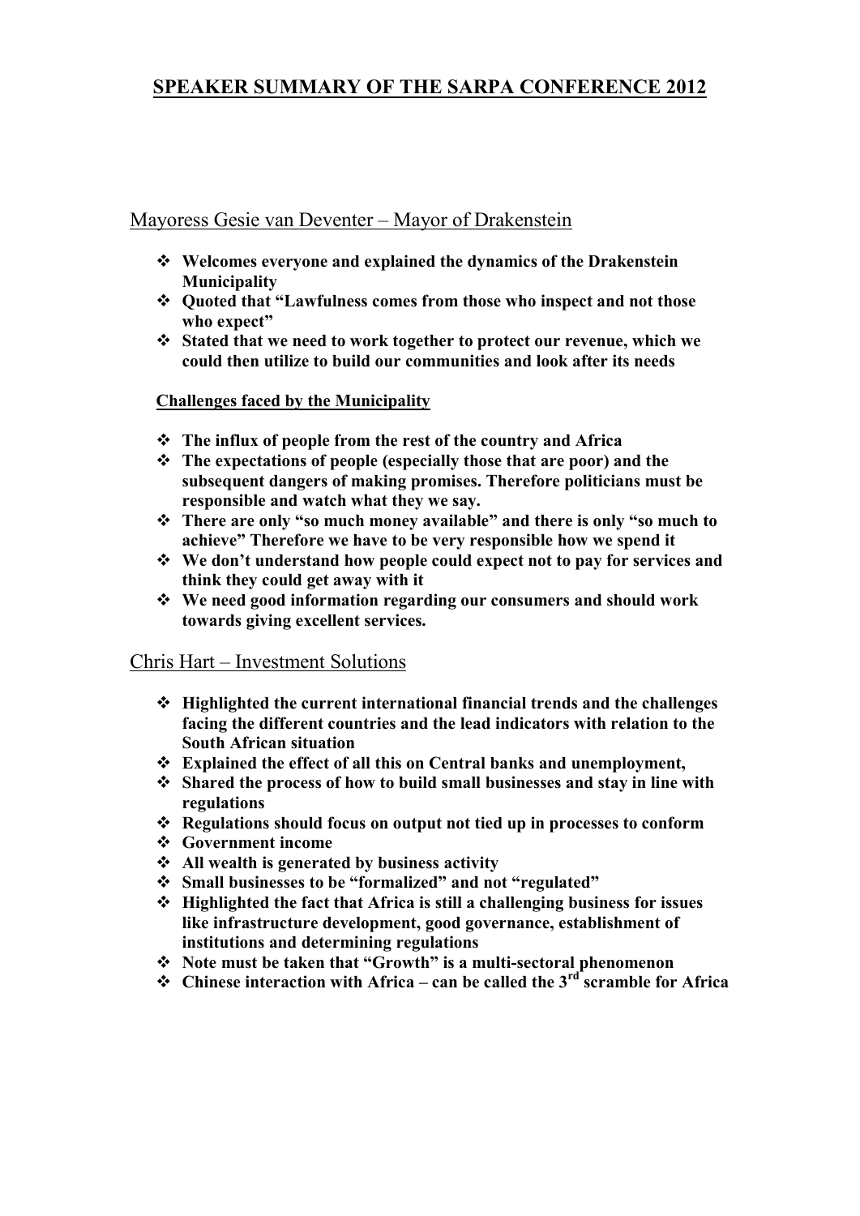# SPEAKER SUMMARY OF THE SARPA CONFERENCE 2012

## Mayoress Gesie van Deventer – Mayor of Drakenstein

- **Welcomes everyone and explained the dynamics of the Drakenstein Municipality**
- **Quoted that "Lawfulness comes from those who inspect and not those who expect"**
- **Stated that we need to work together to protect our revenue, which we could then utilize to build our communities and look after its needs**

### Challenges faced by the Municipality

- **The influx of people from the rest of the country and Africa**
- **The expectations of people (especially those that are poor) and the subsequent dangers of making promises. Therefore politicians must be responsible and watch what they we say.**
- **There are only "so much money available" and there is only "so much to achieve" Therefore we have to be very responsible how we spend it**
- **We don't understand how people could expect not to pay for services and think they could get away with it**
- **We need good information regarding our consumers and should work towards giving excellent services.**

## Chris Hart – Investment Solutions

- **Highlighted the current international financial trends and the challenges facing the different countries and the lead indicators with relation to the South African situation**
- **Explained the effect of all this on Central banks and unemployment,**
- **Shared the process of how to build small businesses and stay in line with regulations**
- **Regulations should focus on output not tied up in processes to conform**
- **Government income**
- **All wealth is generated by business activity**
- **Small businesses to be "formalized" and not "regulated"**
- **Highlighted the fact that Africa is still a challenging business for issues like infrastructure development, good governance, establishment of institutions and determining regulations**
- **Note must be taken that "Growth" is a multi-sectoral phenomenon**
- **Chinese interaction with Africa – can be called the 3rd scramble for Africa**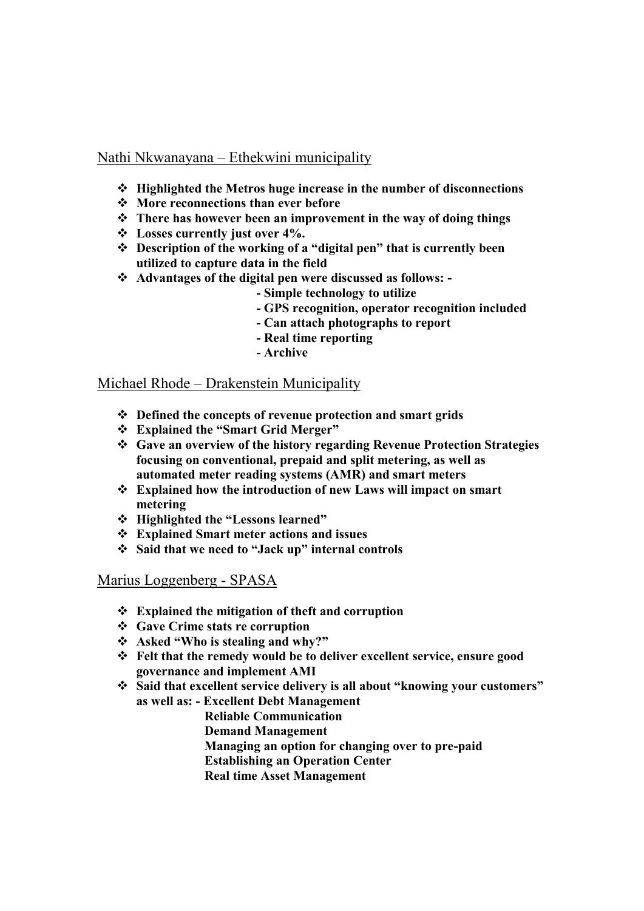Nathi Nkwanayana – Ethekwini municipality

- **Highlighted the Metros huge increase in the number of disconnections**
- **More reconnections than ever before**
- **There has however been an improvement in the way of doing things**
- **Losses currently just over 4%.**
- **Description of the working of a "digital pen" that is currently been utilized to capture data in the field**
- **Advantages of the digital pen were discussed as follows: -**
  - **Simple technology to utilize**
  - **GPS recognition, operator recognition included**
  - **Can attach photographs to report**
  - **Real time reporting**
  - **Archive**

Michael Rhode – Drakenstein Municipality

- **Defined the concepts of revenue protection and smart grids**
- **Explained the "Smart Grid Merger"**
- **Gave an overview of the history regarding Revenue Protection Strategies focusing on conventional, prepaid and split metering, as well as automated meter reading systems (AMR) and smart meters**
- **Explained how the introduction of new Laws will impact on smart metering**
- **Highlighted the "Lessons learned"**
- **Explained Smart meter actions and issues**
- **Said that we need to "Jack up" internal controls**

Marius Loggenberg - SPASA

- **Explained the mitigation of theft and corruption**
- **Gave Crime stats re corruption**
- **Asked "Who is stealing and why?"**
- **Felt that the remedy would be to deliver excellent service, ensure good governance and implement AMI**
- **Said that excellent service delivery is all about "knowing your customers" as well as: - Excellent Debt Management**
  - **Reliable Communication**
  - **Demand Management**
  - **Managing an option for changing over to pre-paid**
  - **Establishing an Operation Center**
  - **Real time Asset Management**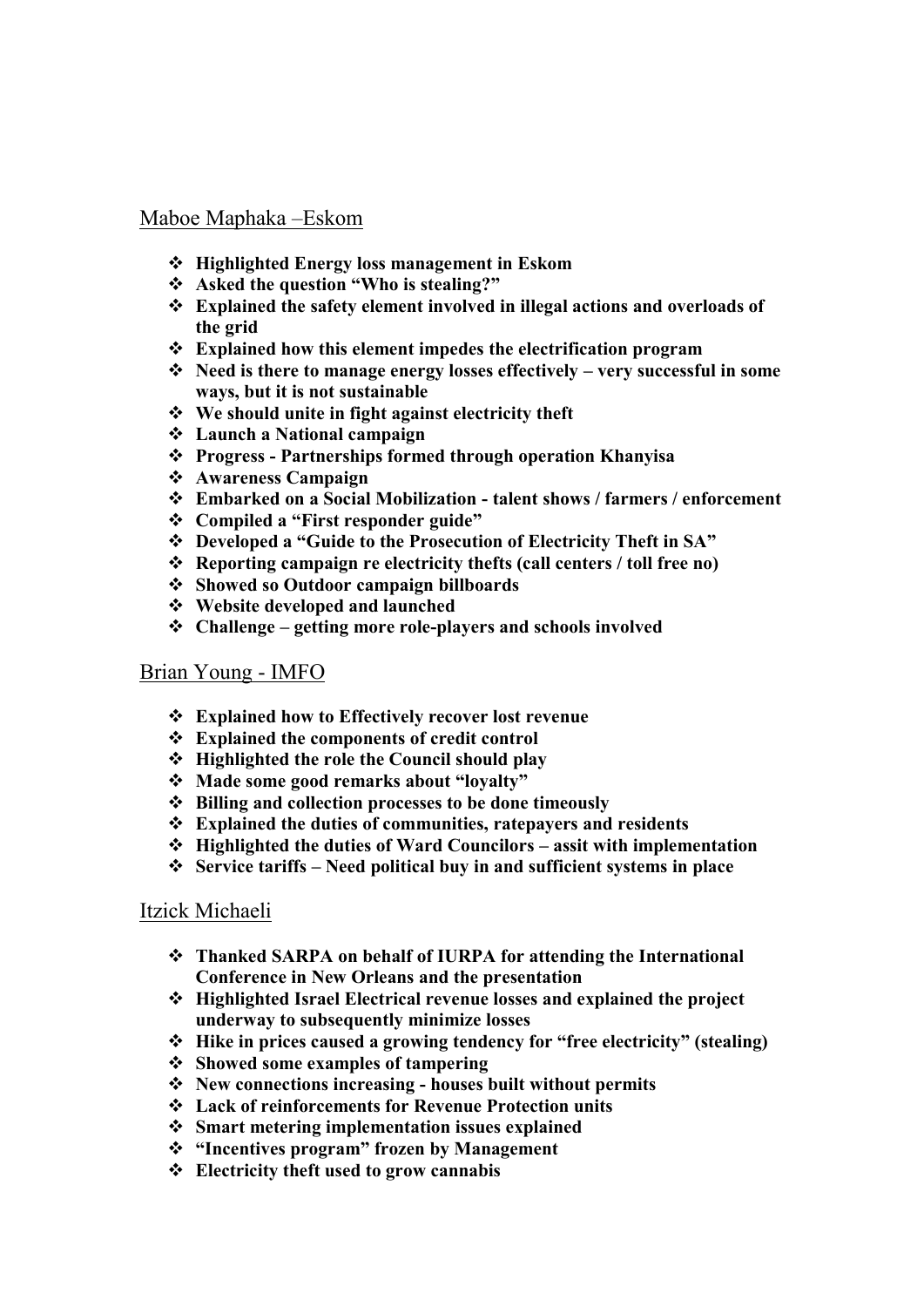Maboe Maphaka –Eskom

- **Highlighted Energy loss management in Eskom**
- **Asked the question "Who is stealing?"**
- **Explained the safety element involved in illegal actions and overloads of the grid**
- **Explained how this element impedes the electrification program**
- **Need is there to manage energy losses effectively – very successful in some ways, but it is not sustainable**
- **We should unite in fight against electricity theft**
- **Launch a National campaign**
- **Progress - Partnerships formed through operation Khanyisa**
- **Awareness Campaign**
- **Embarked on a Social Mobilization - talent shows / farmers / enforcement**
- **Compiled a "First responder guide"**
- **Developed a "Guide to the Prosecution of Electricity Theft in SA"**
- **Reporting campaign re electricity thefts (call centers / toll free no)**
- **Showed so Outdoor campaign billboards**
- **Website developed and launched**
- **Challenge – getting more role-players and schools involved**

Brian Young - IMFO

- **Explained how to Effectively recover lost revenue**
- **Explained the components of credit control**
- **Highlighted the role the Council should play**
- **Made some good remarks about "loyalty"**
- **Billing and collection processes to be done timeously**
- **Explained the duties of communities, ratepayers and residents**
- **Highlighted the duties of Ward Councilors – assit with implementation**
- **Service tariffs – Need political buy in and sufficient systems in place**

Itzick Michaeli

- **Thanked SARPA on behalf of IURPA for attending the International Conference in New Orleans and the presentation**
- **Highlighted Israel Electrical revenue losses and explained the project underway to subsequently minimize losses**
- **Hike in prices caused a growing tendency for "free electricity" (stealing)**
- **Showed some examples of tampering**
- **New connections increasing - houses built without permits**
- **Lack of reinforcements for Revenue Protection units**
- **Smart metering implementation issues explained**
- **"Incentives program" frozen by Management**
- **Electricity theft used to grow cannabis**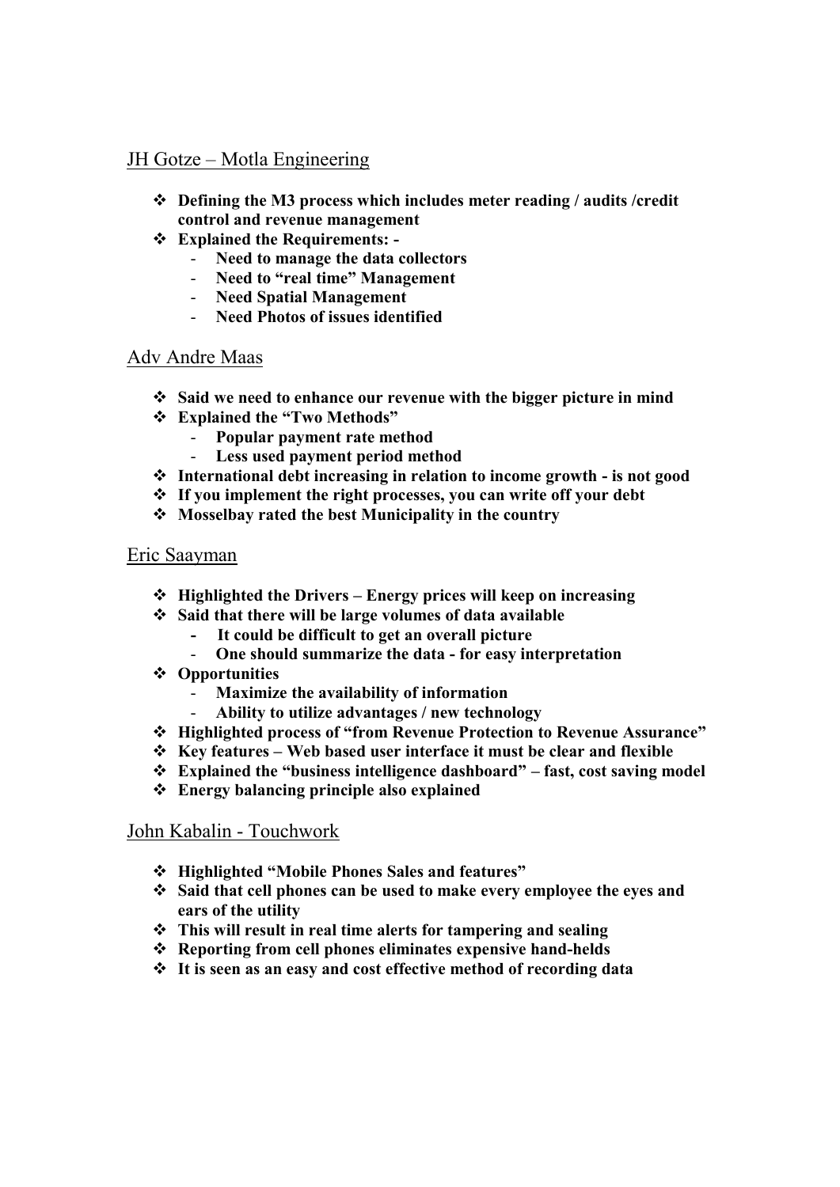## JH Gotze – Motla Engineering

- **Defining the M3 process which includes meter reading / audits /credit control and revenue management**
- **Explained the Requirements: -**
  - **Need to manage the data collectors**
  - **Need to "real time" Management**
  - **Need Spatial Management**
  - **Need Photos of issues identified**

## Adv Andre Maas

- **Said we need to enhance our revenue with the bigger picture in mind**
- **Explained the "Two Methods"**
  - **Popular payment rate method**
  - **Less used payment period method**
- **International debt increasing in relation to income growth - is not good**
- **If you implement the right processes, you can write off your debt**
- **Mosselbay rated the best Municipality in the country**

## Eric Saayman

- **Highlighted the Drivers – Energy prices will keep on increasing**
- **Said that there will be large volumes of data available**
  - **It could be difficult to get an overall picture**
  - **One should summarize the data - for easy interpretation**
- **Opportunities**
  - **Maximize the availability of information**
  - **Ability to utilize advantages / new technology**
- **Highlighted process of "from Revenue Protection to Revenue Assurance"**
- **Key features – Web based user interface it must be clear and flexible**
- **Explained the "business intelligence dashboard" – fast, cost saving model**
- **Energy balancing principle also explained**

## John Kabalin - Touchwork

- **Highlighted "Mobile Phones Sales and features"**
- **Said that cell phones can be used to make every employee the eyes and ears of the utility**
- **This will result in real time alerts for tampering and sealing**
- **Reporting from cell phones eliminates expensive hand-helds**
- **It is seen as an easy and cost effective method of recording data**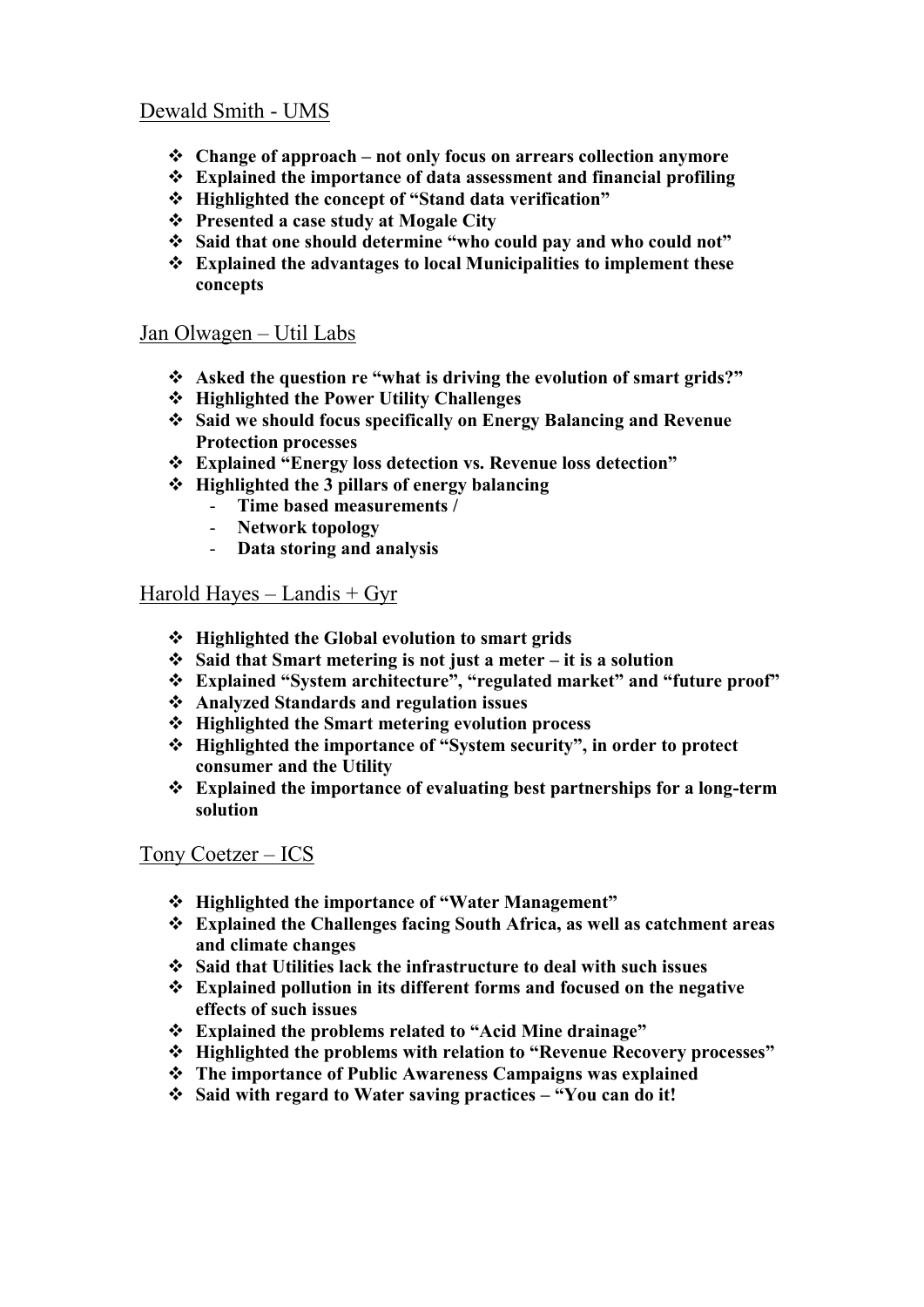## Dewald Smith - UMS

- **Change of approach – not only focus on arrears collection anymore**
- **Explained the importance of data assessment and financial profiling**
- **Highlighted the concept of "Stand data verification"**
- **Presented a case study at Mogale City**
- **Said that one should determine "who could pay and who could not"**
- **Explained the advantages to local Municipalities to implement these concepts**

## Jan Olwagen – Util Labs

- **Asked the question re "what is driving the evolution of smart grids?"**
- **Highlighted the Power Utility Challenges**
- **Said we should focus specifically on Energy Balancing and Revenue Protection processes**
- **Explained "Energy loss detection vs. Revenue loss detection"**
- **Highlighted the 3 pillars of energy balancing**
  - **Time based measurements /**
  - **Network topology**
  - **Data storing and analysis**

## Harold Hayes – Landis + Gyr

- **Highlighted the Global evolution to smart grids**
- **Said that Smart metering is not just a meter – it is a solution**
- **Explained "System architecture", "regulated market" and "future proof"**
- **Analyzed Standards and regulation issues**
- **Highlighted the Smart metering evolution process**
- **Highlighted the importance of "System security", in order to protect consumer and the Utility**
- **Explained the importance of evaluating best partnerships for a long-term solution**

## Tony Coetzer – ICS

- **Highlighted the importance of "Water Management"**
- **Explained the Challenges facing South Africa, as well as catchment areas and climate changes**
- **Said that Utilities lack the infrastructure to deal with such issues**
- **Explained pollution in its different forms and focused on the negative effects of such issues**
- **Explained the problems related to "Acid Mine drainage"**
- **Highlighted the problems with relation to "Revenue Recovery processes"**
- **The importance of Public Awareness Campaigns was explained**
- **Said with regard to Water saving practices – "You can do it!**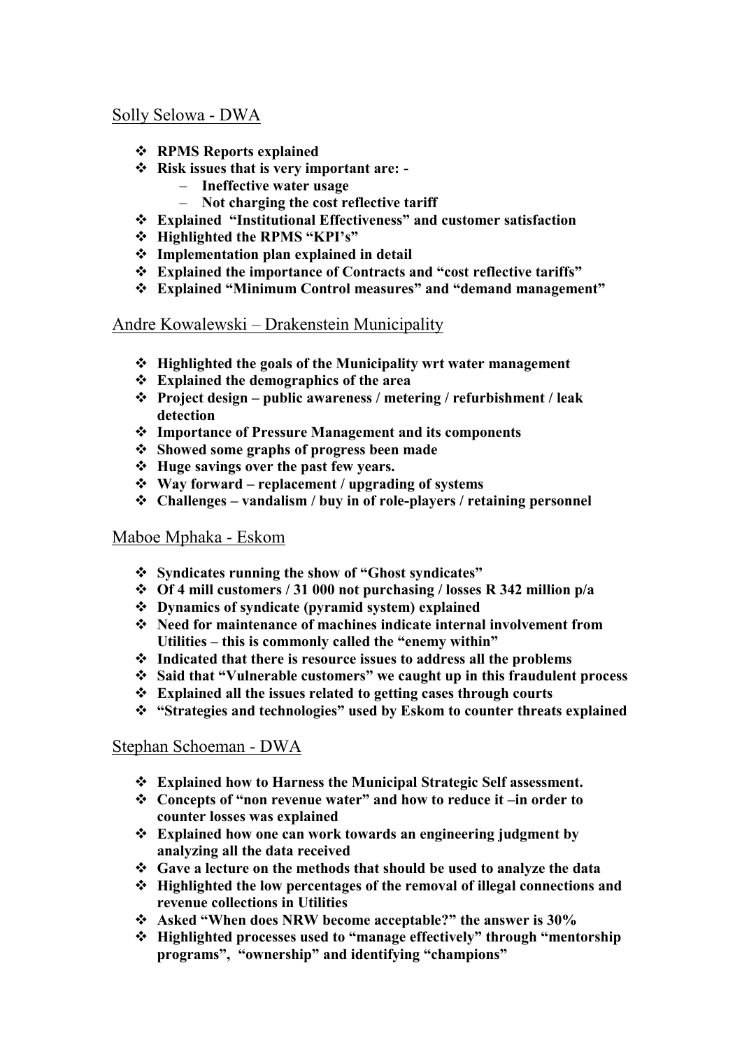Solly Selowa - DWA

- **RPMS Reports explained**
- **Risk issues that is very important are: -**
  - **Ineffective water usage**
  - **Not charging the cost reflective tariff**
- **Explained "Institutional Effectiveness" and customer satisfaction**
- **Highlighted the RPMS "KPI's"**
- **Implementation plan explained in detail**
- **Explained the importance of Contracts and "cost reflective tariffs"**
- **Explained "Minimum Control measures" and "demand management"**

Andre Kowalewski – Drakenstein Municipality

- **Highlighted the goals of the Municipality wrt water management**
- **Explained the demographics of the area**
- **Project design – public awareness / metering / refurbishment / leak detection**
- **Importance of Pressure Management and its components**
- **Showed some graphs of progress been made**
- **Huge savings over the past few years.**
- **Way forward – replacement / upgrading of systems**
- **Challenges – vandalism / buy in of role-players / retaining personnel**

Maboe Mphaka - Eskom

- **Syndicates running the show of "Ghost syndicates"**
- **Of 4 mill customers / 31 000 not purchasing / losses R 342 million p/a**
- **Dynamics of syndicate (pyramid system) explained**
- **Need for maintenance of machines indicate internal involvement from Utilities – this is commonly called the "enemy within"**
- **Indicated that there is resource issues to address all the problems**
- **Said that "Vulnerable customers" we caught up in this fraudulent process**
- **Explained all the issues related to getting cases through courts**
- **"Strategies and technologies" used by Eskom to counter threats explained**

Stephan Schoeman - DWA

- **Explained how to Harness the Municipal Strategic Self assessment.**
- **Concepts of "non revenue water" and how to reduce it –in order to counter losses was explained**
- **Explained how one can work towards an engineering judgment by analyzing all the data received**
- **Gave a lecture on the methods that should be used to analyze the data**
- **Highlighted the low percentages of the removal of illegal connections and revenue collections in Utilities**
- **Asked "When does NRW become acceptable?" the answer is 30%**
- **Highlighted processes used to "manage effectively" through "mentorship programs", "ownership" and identifying "champions"**